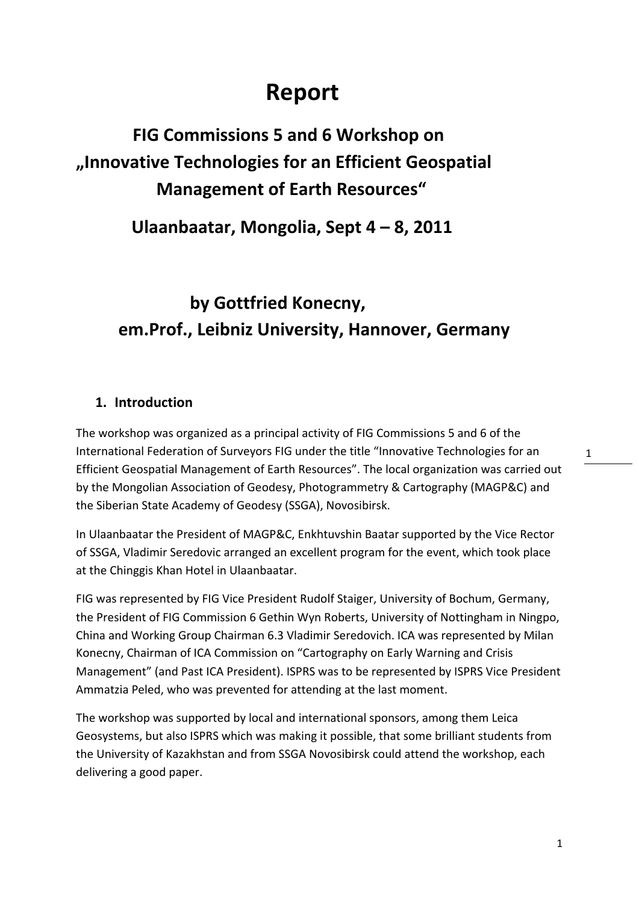# Report

## FIG Commissions 5 and 6 Workshop on „Innovative Technologies for an Efficient Geospatial Management of Earth Resources“

## Ulaanbaatar, Mongolia, Sept 4 – 8, 2011

## by Gottfried Konecny, em.Prof., Leibniz University, Hannover, Germany

### 1. Introduction

The workshop was organized as a principal activity of FIG Commissions 5 and 6 of the International Federation of Surveyors FIG under the title "Innovative Technologies for an Efficient Geospatial Management of Earth Resources". The local organization was carried out by the Mongolian Association of Geodesy, Photogrammetry & Cartography (MAGP&C) and the Siberian State Academy of Geodesy (SSGA), Novosibirsk.

In Ulaanbaatar the President of MAGP&C, Enkhtuvshin Baatar supported by the Vice Rector of SSGA, Vladimir Seredovic arranged an excellent program for the event, which took place at the Chinggis Khan Hotel in Ulaanbaatar.

FIG was represented by FIG Vice President Rudolf Staiger, University of Bochum, Germany, the President of FIG Commission 6 Gethin Wyn Roberts, University of Nottingham in Ningpo, China and Working Group Chairman 6.3 Vladimir Seredovich. ICA was represented by Milan Konecny, Chairman of ICA Commission on "Cartography on Early Warning and Crisis Management" (and Past ICA President). ISPRS was to be represented by ISPRS Vice President Ammatzia Peled, who was prevented for attending at the last moment.

The workshop was supported by local and international sponsors, among them Leica Geosystems, but also ISPRS which was making it possible, that some brilliant students from the University of Kazakhstan and from SSGA Novosibirsk could attend the workshop, each delivering a good paper.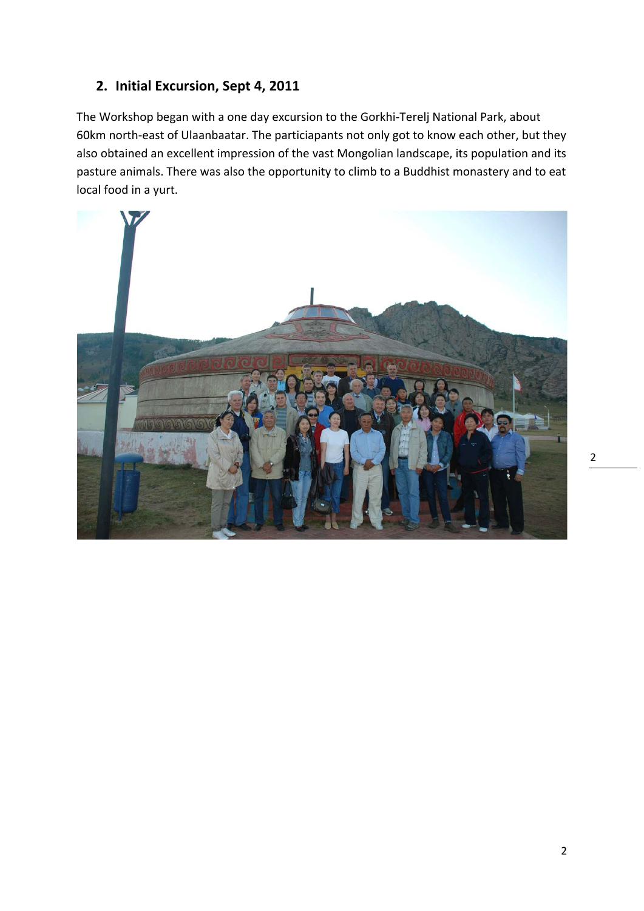## 2. Initial Excursion, Sept 4, 2011

The Workshop began with a one day excursion to the Gorkhi-Terelj National Park, about 60km north-east of Ulaanbaatar. The particiapants not only got to know each other, but they also obtained an excellent impression of the vast Mongolian landscape, its population and its pasture animals. There was also the opportunity to climb to a Buddhist monastery and to eat local food in a yurt.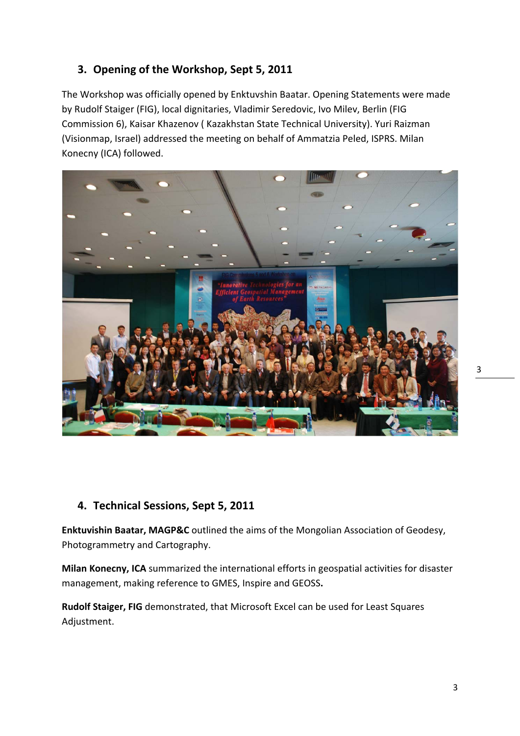## 3. Opening of the Workshop, Sept 5, 2011

The Workshop was officially opened by Enktuvshin Baatar. Opening Statements were made by Rudolf Staiger (FIG), local dignitaries, Vladimir Seredovic, Ivo Milev, Berlin (FIG Commission 6), Kaisar Khazenov ( Kazakhstan State Technical University). Yuri Raizman (Visionmap, Israel) addressed the meeting on behalf of Ammatzia Peled, ISPRS. Milan Konecny (ICA) followed.

## 4. Technical Sessions, Sept 5, 2011

**Enktuvishin Baatar, MAGP&C** outlined the aims of the Mongolian Association of Geodesy, Photogrammetry and Cartography.

**Milan Konecny, ICA** summarized the international efforts in geospatial activities for disaster management, making reference to GMES, Inspire and GEOSS**.**

**Rudolf Staiger, FIG** demonstrated, that Microsoft Excel can be used for Least Squares Adjustment.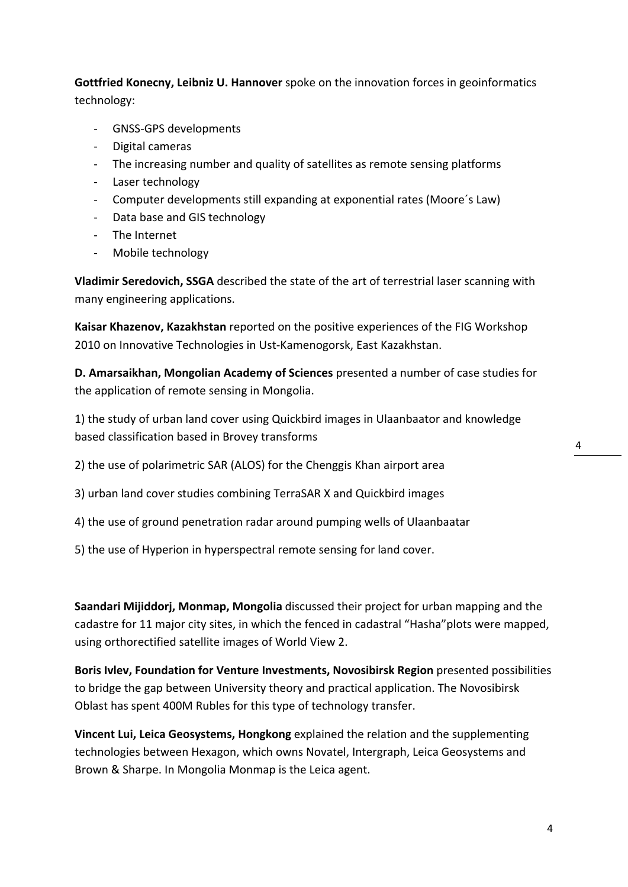**Gottfried Konecny, Leibniz U. Hannover** spoke on the innovation forces in geoinformatics technology:

- GNSS-GPS developments
- Digital cameras
- The increasing number and quality of satellites as remote sensing platforms
- Laser technology
- Computer developments still expanding at exponential rates (Moore´s Law)
- Data base and GIS technology
- The Internet
- Mobile technology

**Vladimir Seredovich, SSGA** described the state of the art of terrestrial laser scanning with many engineering applications.

**Kaisar Khazenov, Kazakhstan** reported on the positive experiences of the FIG Workshop 2010 on Innovative Technologies in Ust-Kamenogorsk, East Kazakhstan.

**D. Amarsaikhan, Mongolian Academy of Sciences** presented a number of case studies for the application of remote sensing in Mongolia.

1) the study of urban land cover using Quickbird images in Ulaanbaator and knowledge based classification based in Brovey transforms

2) the use of polarimetric SAR (ALOS) for the Chenggis Khan airport area

3) urban land cover studies combining TerraSAR X and Quickbird images

4) the use of ground penetration radar around pumping wells of Ulaanbaatar

5) the use of Hyperion in hyperspectral remote sensing for land cover.

**Saandari Mijiddorj, Monmap, Mongolia** discussed their project for urban mapping and the cadastre for 11 major city sites, in which the fenced in cadastral "Hasha"plots were mapped, using orthorectified satellite images of World View 2.

**Boris Ivlev, Foundation for Venture Investments, Novosibirsk Region** presented possibilities to bridge the gap between University theory and practical application. The Novosibirsk Oblast has spent 400M Rubles for this type of technology transfer.

**Vincent Lui, Leica Geosystems, Hongkong** explained the relation and the supplementing technologies between Hexagon, which owns Novatel, Intergraph, Leica Geosystems and Brown & Sharpe. In Mongolia Monmap is the Leica agent.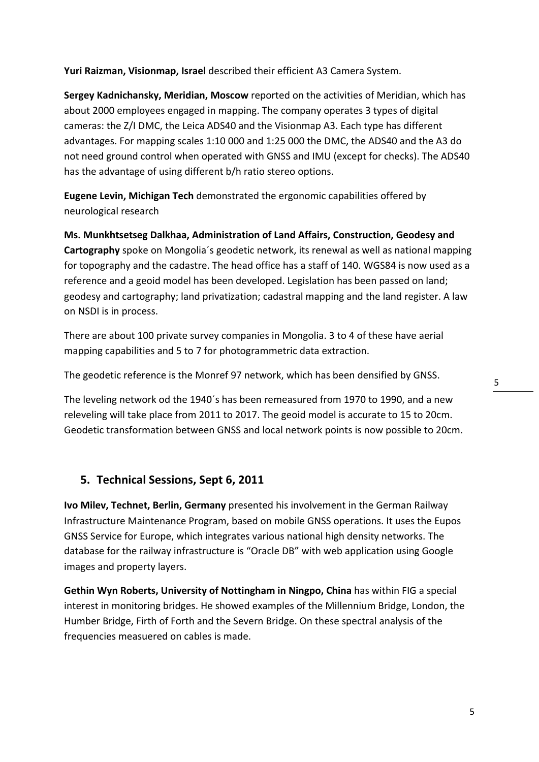**Yuri Raizman, Visionmap, Israel** described their efficient A3 Camera System.

**Sergey Kadnichansky, Meridian, Moscow** reported on the activities of Meridian, which has about 2000 employees engaged in mapping. The company operates 3 types of digital cameras: the Z/I DMC, the Leica ADS40 and the Visionmap A3. Each type has different advantages. For mapping scales 1:10 000 and 1:25 000 the DMC, the ADS40 and the A3 do not need ground control when operated with GNSS and IMU (except for checks). The ADS40 has the advantage of using different b/h ratio stereo options.

**Eugene Levin, Michigan Tech** demonstrated the ergonomic capabilities offered by neurological research

**Ms. Munkhtsetseg Dalkhaa, Administration of Land Affairs, Construction, Geodesy and Cartography** spoke on Mongolia´s geodetic network, its renewal as well as national mapping for topography and the cadastre. The head office has a staff of 140. WGS84 is now used as a reference and a geoid model has been developed. Legislation has been passed on land; geodesy and cartography; land privatization; cadastral mapping and the land register. A law on NSDI is in process.

There are about 100 private survey companies in Mongolia. 3 to 4 of these have aerial mapping capabilities and 5 to 7 for photogrammetric data extraction.

The geodetic reference is the Monref 97 network, which has been densified by GNSS.

The leveling network od the 1940´s has been remeasured from 1970 to 1990, and a new releveling will take place from 2011 to 2017. The geoid model is accurate to 15 to 20cm. Geodetic transformation between GNSS and local network points is now possible to 20cm.

## 5. Technical Sessions, Sept 6, 2011

**Ivo Milev, Technet, Berlin, Germany** presented his involvement in the German Railway Infrastructure Maintenance Program, based on mobile GNSS operations. It uses the Eupos GNSS Service for Europe, which integrates various national high density networks. The database for the railway infrastructure is "Oracle DB" with web application using Google images and property layers.

**Gethin Wyn Roberts, University of Nottingham in Ningpo, China** has within FIG a special interest in monitoring bridges. He showed examples of the Millennium Bridge, London, the Humber Bridge, Firth of Forth and the Severn Bridge. On these spectral analysis of the frequencies measuered on cables is made.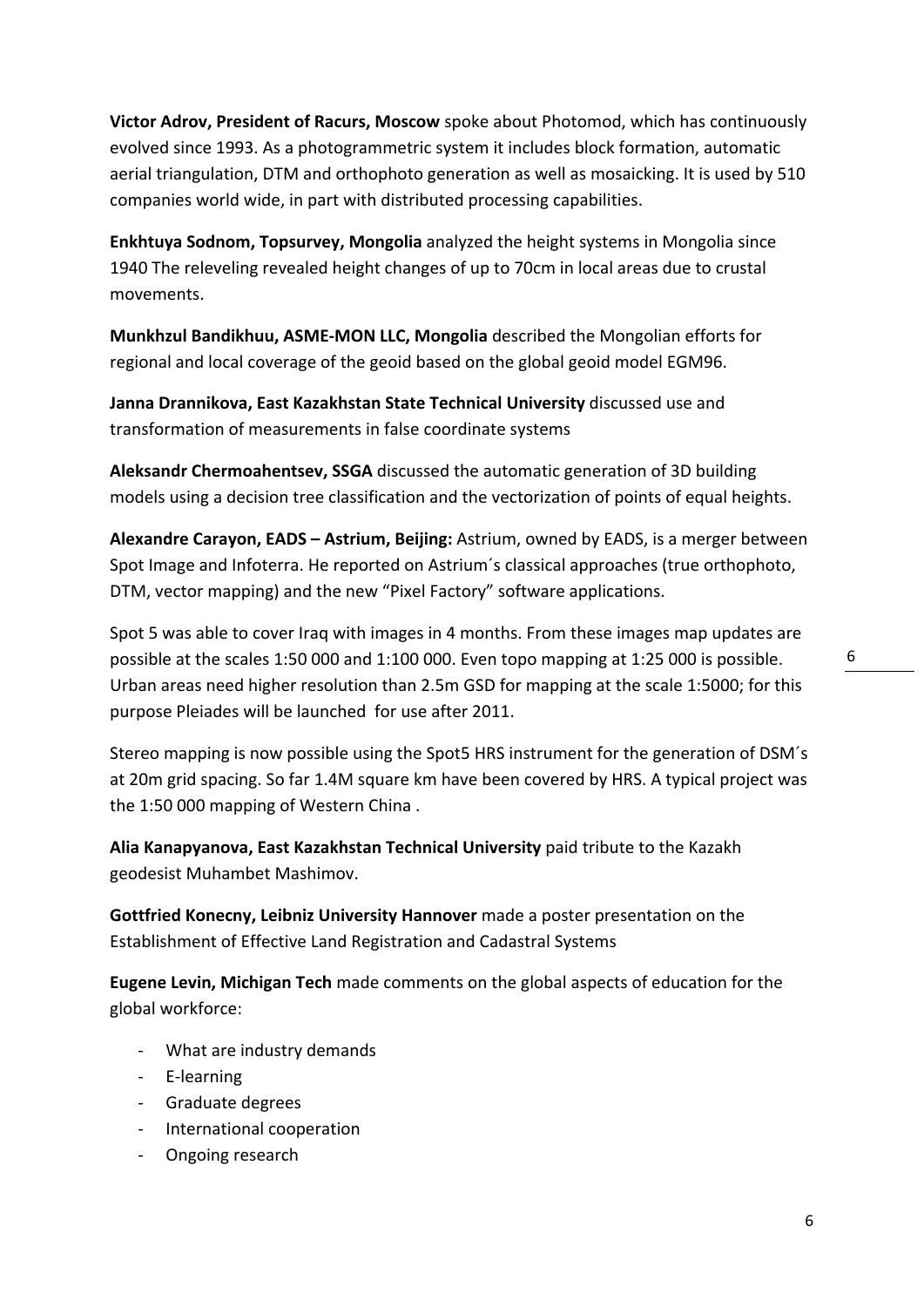**Victor Adrov, President of Racurs, Moscow** spoke about Photomod, which has continuously evolved since 1993. As a photogrammetric system it includes block formation, automatic aerial triangulation, DTM and orthophoto generation as well as mosaicking. It is used by 510 companies world wide, in part with distributed processing capabilities.

**Enkhtuya Sodnom, Topsurvey, Mongolia** analyzed the height systems in Mongolia since 1940 The releveling revealed height changes of up to 70cm in local areas due to crustal movements.

**Munkhzul Bandikhuu, ASME-MON LLC, Mongolia** described the Mongolian efforts for regional and local coverage of the geoid based on the global geoid model EGM96.

**Janna Drannikova, East Kazakhstan State Technical University** discussed use and transformation of measurements in false coordinate systems

**Aleksandr Chermoahentsev, SSGA** discussed the automatic generation of 3D building models using a decision tree classification and the vectorization of points of equal heights.

**Alexandre Carayon, EADS – Astrium, Beijing:** Astrium, owned by EADS, is a merger between Spot Image and Infoterra. He reported on Astrium´s classical approaches (true orthophoto, DTM, vector mapping) and the new "Pixel Factory" software applications.

Spot 5 was able to cover Iraq with images in 4 months. From these images map updates are possible at the scales 1:50 000 and 1:100 000. Even topo mapping at 1:25 000 is possible. Urban areas need higher resolution than 2.5m GSD for mapping at the scale 1:5000; for this purpose Pleiades will be launched for use after 2011.

Stereo mapping is now possible using the Spot5 HRS instrument for the generation of DSM´s at 20m grid spacing. So far 1.4M square km have been covered by HRS. A typical project was the 1:50 000 mapping of Western China .

**Alia Kanapyanova, East Kazakhstan Technical University** paid tribute to the Kazakh geodesist Muhambet Mashimov.

**Gottfried Konecny, Leibniz University Hannover** made a poster presentation on the Establishment of Effective Land Registration and Cadastral Systems

**Eugene Levin, Michigan Tech** made comments on the global aspects of education for the global workforce:

- What are industry demands
- E-learning
- Graduate degrees
- International cooperation
- Ongoing research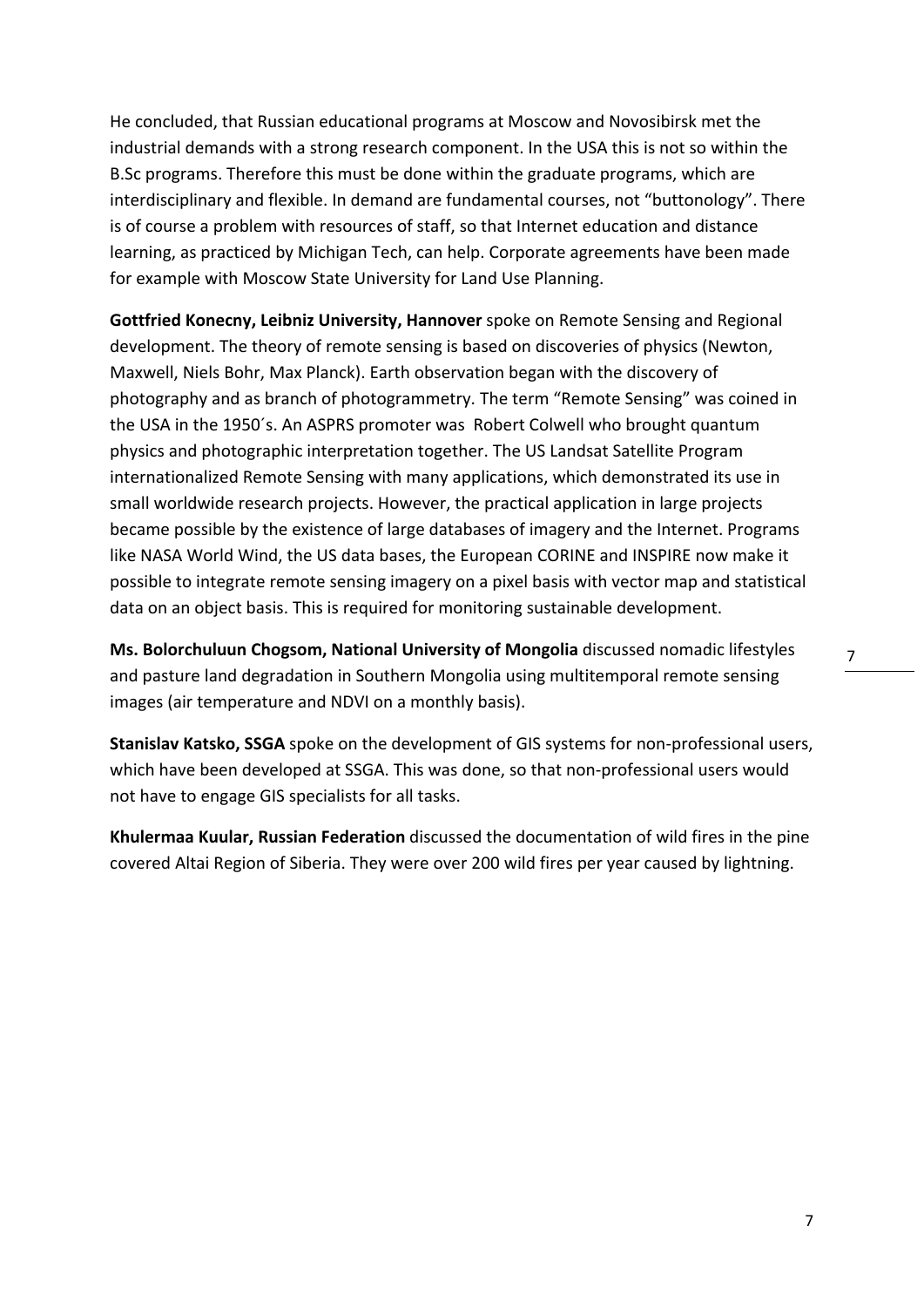He concluded, that Russian educational programs at Moscow and Novosibirsk met the industrial demands with a strong research component. In the USA this is not so within the B.Sc programs. Therefore this must be done within the graduate programs, which are interdisciplinary and flexible. In demand are fundamental courses, not "buttonology". There is of course a problem with resources of staff, so that Internet education and distance learning, as practiced by Michigan Tech, can help. Corporate agreements have been made for example with Moscow State University for Land Use Planning.

**Gottfried Konecny, Leibniz University, Hannover** spoke on Remote Sensing and Regional development. The theory of remote sensing is based on discoveries of physics (Newton, Maxwell, Niels Bohr, Max Planck). Earth observation began with the discovery of photography and as branch of photogrammetry. The term "Remote Sensing" was coined in the USA in the 1950´s. An ASPRS promoter was Robert Colwell who brought quantum physics and photographic interpretation together. The US Landsat Satellite Program internationalized Remote Sensing with many applications, which demonstrated its use in small worldwide research projects. However, the practical application in large projects became possible by the existence of large databases of imagery and the Internet. Programs like NASA World Wind, the US data bases, the European CORINE and INSPIRE now make it possible to integrate remote sensing imagery on a pixel basis with vector map and statistical data on an object basis. This is required for monitoring sustainable development.

**Ms. Bolorchuluun Chogsom, National University of Mongolia** discussed nomadic lifestyles and pasture land degradation in Southern Mongolia using multitemporal remote sensing images (air temperature and NDVI on a monthly basis).

**Stanislav Katsko, SSGA** spoke on the development of GIS systems for non-professional users, which have been developed at SSGA. This was done, so that non-professional users would not have to engage GIS specialists for all tasks.

**Khulermaa Kuular, Russian Federation** discussed the documentation of wild fires in the pine covered Altai Region of Siberia. They were over 200 wild fires per year caused by lightning.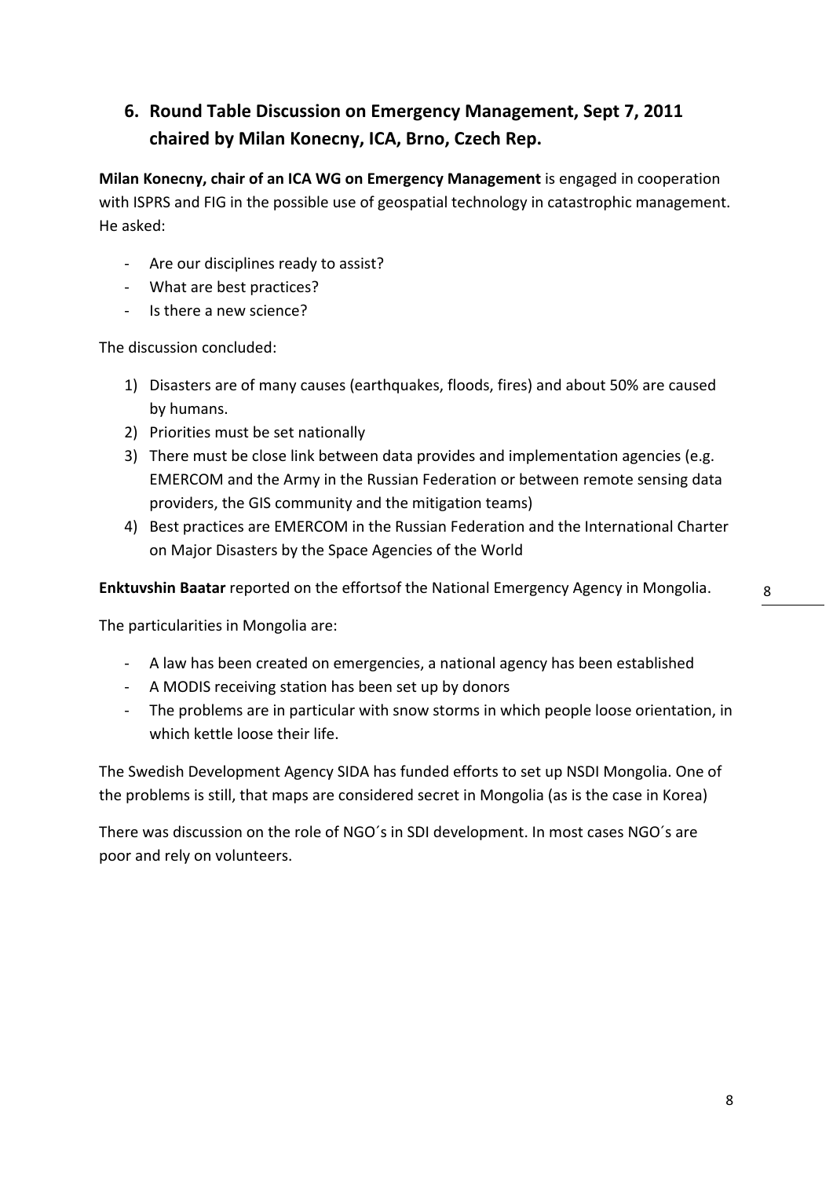## 6. Round Table Discussion on Emergency Management, Sept 7, 2011 chaired by Milan Konecny, ICA, Brno, Czech Rep.

**Milan Konecny, chair of an ICA WG on Emergency Management** is engaged in cooperation with ISPRS and FIG in the possible use of geospatial technology in catastrophic management. He asked:

- Are our disciplines ready to assist?
- What are best practices?
- Is there a new science?

The discussion concluded:

1) Disasters are of many causes (earthquakes, floods, fires) and about 50% are caused by humans.
2) Priorities must be set nationally
3) There must be close link between data provides and implementation agencies (e.g. EMERCOM and the Army in the Russian Federation or between remote sensing data providers, the GIS community and the mitigation teams)
4) Best practices are EMERCOM in the Russian Federation and the International Charter on Major Disasters by the Space Agencies of the World

**Enktuvshin Baatar** reported on the effortsof the National Emergency Agency in Mongolia.

The particularities in Mongolia are:

- A law has been created on emergencies, a national agency has been established
- A MODIS receiving station has been set up by donors
- The problems are in particular with snow storms in which people loose orientation, in which kettle loose their life.

The Swedish Development Agency SIDA has funded efforts to set up NSDI Mongolia. One of the problems is still, that maps are considered secret in Mongolia (as is the case in Korea)

There was discussion on the role of NGO´s in SDI development. In most cases NGO´s are poor and rely on volunteers.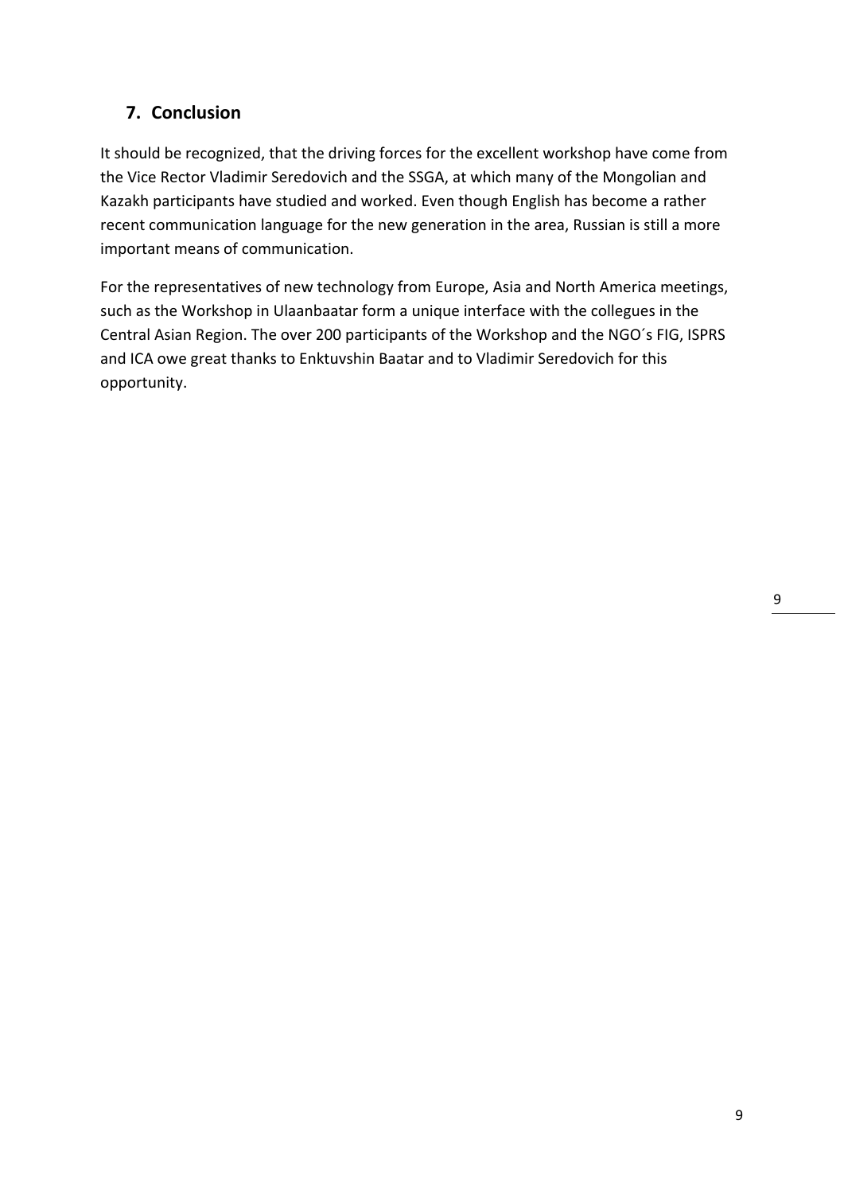## 7. Conclusion

It should be recognized, that the driving forces for the excellent workshop have come from the Vice Rector Vladimir Seredovich and the SSGA, at which many of the Mongolian and Kazakh participants have studied and worked. Even though English has become a rather recent communication language for the new generation in the area, Russian is still a more important means of communication.

For the representatives of new technology from Europe, Asia and North America meetings, such as the Workshop in Ulaanbaatar form a unique interface with the collegues in the Central Asian Region. The over 200 participants of the Workshop and the NGO´s FIG, ISPRS and ICA owe great thanks to Enktuvshin Baatar and to Vladimir Seredovich for this opportunity.